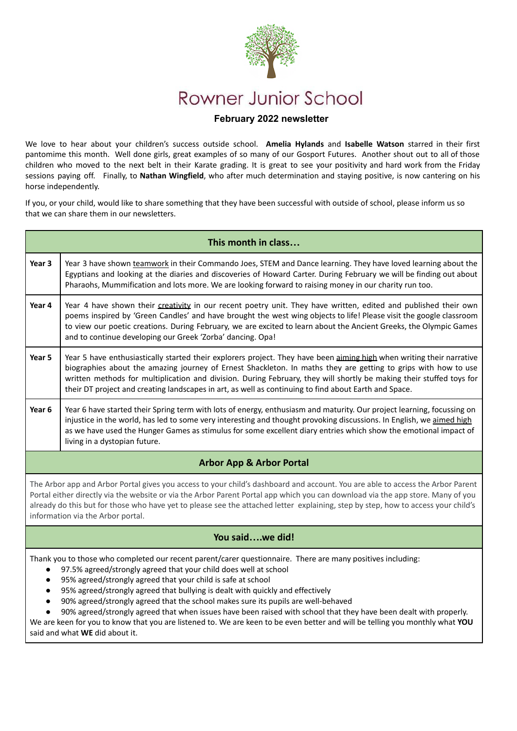# Rowner Junior School

## February 2022 newsletter

We love to hear about your children's success outside school. **Amelia Hylands** and **Isabelle Watson** starred in their first pantomime this month. Well done girls, great examples of so many of our Gosport Futures. Another shout out to all of those children who moved to the next belt in their Karate grading. It is great to see your positivity and hard work from the Friday sessions paying off. Finally, to **Nathan Wingfield**, who after much determination and staying positive, is now cantering on his horse independently.

If you, or your child, would like to share something that they have been successful with outside of school, please inform us so that we can share them in our newsletters.

### This month in class…

| | |
|---|---|
| **Year 3** | Year 3 have shown teamwork in their Commando Joes, STEM and Dance learning. They have loved learning about the Egyptians and looking at the diaries and discoveries of Howard Carter. During February we will be finding out about Pharaohs, Mummification and lots more. We are looking forward to raising money in our charity run too. |
| **Year 4** | Year 4 have shown their creativity in our recent poetry unit. They have written, edited and published their own poems inspired by 'Green Candles' and have brought the west wing objects to life! Please visit the google classroom to view our poetic creations. During February, we are excited to learn about the Ancient Greeks, the Olympic Games and to continue developing our Greek 'Zorba' dancing. Opa! |
| **Year 5** | Year 5 have enthusiastically started their explorers project. They have been aiming high when writing their narrative biographies about the amazing journey of Ernest Shackleton. In maths they are getting to grips with how to use written methods for multiplication and division. During February, they will shortly be making their stuffed toys for their DT project and creating landscapes in art, as well as continuing to find about Earth and Space. |
| **Year 6** | Year 6 have started their Spring term with lots of energy, enthusiasm and maturity. Our project learning, focussing on injustice in the world, has led to some very interesting and thought provoking discussions. In English, we aimed high as we have used the Hunger Games as stimulus for some excellent diary entries which show the emotional impact of living in a dystopian future. |

### Arbor App & Arbor Portal

The Arbor app and Arbor Portal gives you access to your child's dashboard and account. You are able to access the Arbor Parent Portal either directly via the website or via the Arbor Parent Portal app which you can download via the app store. Many of you already do this but for those who have yet to please see the attached letter explaining, step by step, how to access your child's information via the Arbor portal.

### You said….we did!

Thank you to those who completed our recent parent/carer questionnaire. There are many positives including:

- 97.5% agreed/strongly agreed that your child does well at school
- 95% agreed/strongly agreed that your child is safe at school
- 95% agreed/strongly agreed that bullying is dealt with quickly and effectively
- 90% agreed/strongly agreed that the school makes sure its pupils are well-behaved
- 90% agreed/strongly agreed that when issues have been raised with school that they have been dealt with properly.

We are keen for you to know that you are listened to. We are keen to be even better and will be telling you monthly what **YOU** said and what **WE** did about it.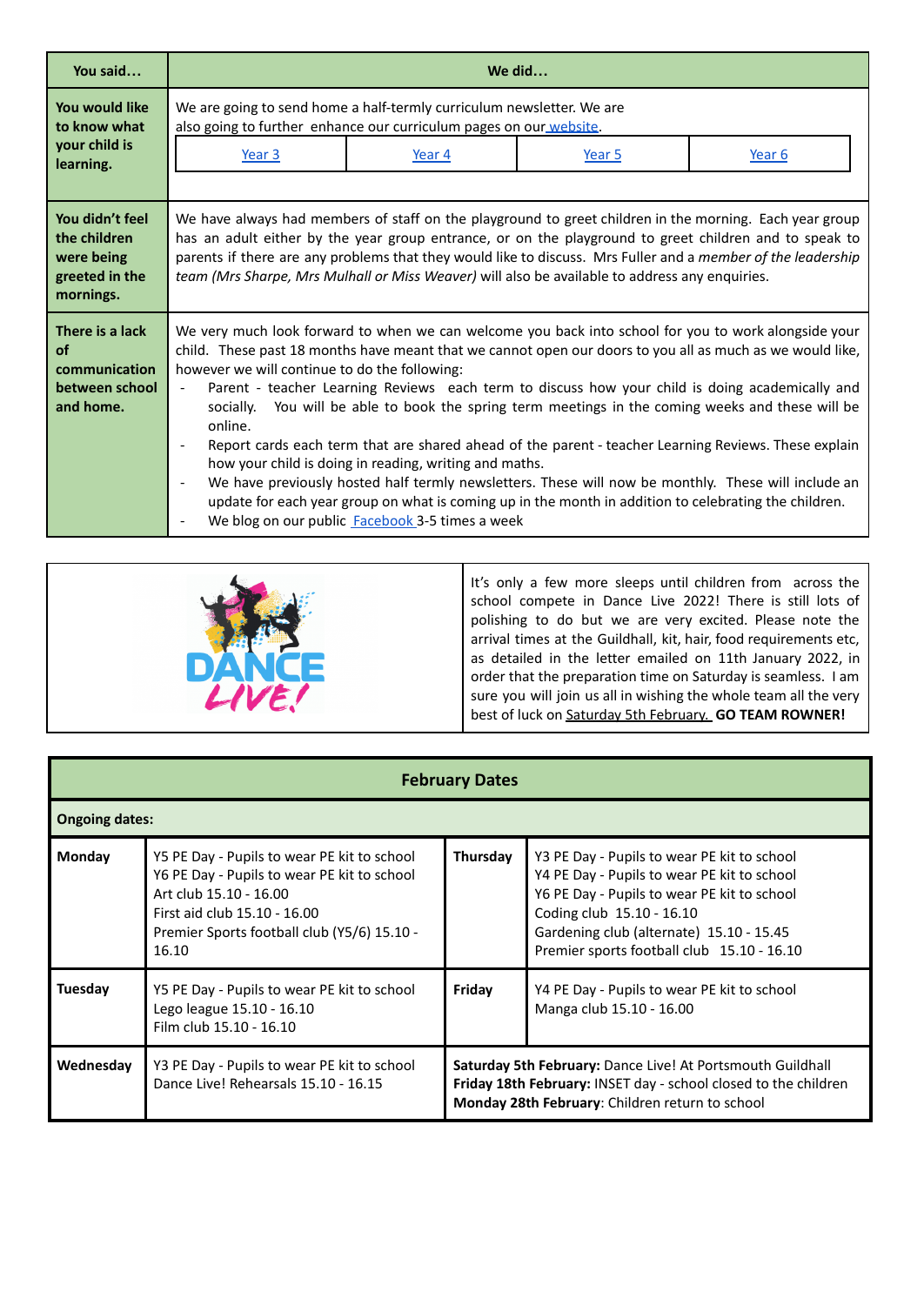| You said… | We did… |
|---|---|
| **You would like to know what your child is learning.** | We are going to send home a half-termly curriculum newsletter. We are also going to further enhance our curriculum pages on our website.<br>Year 3 \| Year 4 \| Year 5 \| Year 6 |
| **You didn't feel the children were being greeted in the mornings.** | We have always had members of staff on the playground to greet children in the morning. Each year group has an adult either by the year group entrance, or on the playground to greet children and to speak to parents if there are any problems that they would like to discuss. Mrs Fuller and a *member of the leadership team (Mrs Sharpe, Mrs Mulhall or Miss Weaver)* will also be available to address any enquiries. |
| **There is a lack of communication between school and home.** | We very much look forward to when we can welcome you back into school for you to work alongside your child. These past 18 months have meant that we cannot open our doors to you all as much as we would like, however we will continue to do the following:<br>- Parent - teacher Learning Reviews each term to discuss how your child is doing academically and socially. You will be able to book the spring term meetings in the coming weeks and these will be online.<br>- Report cards each term that are shared ahead of the parent - teacher Learning Reviews. These explain how your child is doing in reading, writing and maths.<br>- We have previously hosted half termly newsletters. These will now be monthly. These will include an update for each year group on what is coming up in the month in addition to celebrating the children.<br>- We blog on our public Facebook 3-5 times a week |

DANCE LIVE!

It's only a few more sleeps until children from across the school compete in Dance Live 2022! There is still lots of polishing to do but we are very excited. Please note the arrival times at the Guildhall, kit, hair, food requirements etc, as detailed in the letter emailed on 11th January 2022, in order that the preparation time on Saturday is seamless. I am sure you will join us all in wishing the whole team all the very best of luck on Saturday 5th February. **GO TEAM ROWNER!**

## February Dates

**Ongoing dates:**

| | | | |
|---|---|---|---|
| **Monday** | Y5 PE Day - Pupils to wear PE kit to school<br>Y6 PE Day - Pupils to wear PE kit to school<br>Art club 15.10 - 16.00<br>First aid club 15.10 - 16.00<br>Premier Sports football club (Y5/6) 15.10 - 16.10 | **Thursday** | Y3 PE Day - Pupils to wear PE kit to school<br>Y4 PE Day - Pupils to wear PE kit to school<br>Y6 PE Day - Pupils to wear PE kit to school<br>Coding club 15.10 - 16.10<br>Gardening club (alternate) 15.10 - 15.45<br>Premier sports football club 15.10 - 16.10 |
| **Tuesday** | Y5 PE Day - Pupils to wear PE kit to school<br>Lego league 15.10 - 16.10<br>Film club 15.10 - 16.10 | **Friday** | Y4 PE Day - Pupils to wear PE kit to school<br>Manga club 15.10 - 16.00 |
| **Wednesday** | Y3 PE Day - Pupils to wear PE kit to school<br>Dance Live! Rehearsals 15.10 - 16.15 | **Saturday 5th February:** Dance Live! At Portsmouth Guildhall<br>**Friday 18th February:** INSET day - school closed to the children<br>**Monday 28th February**: Children return to school | |